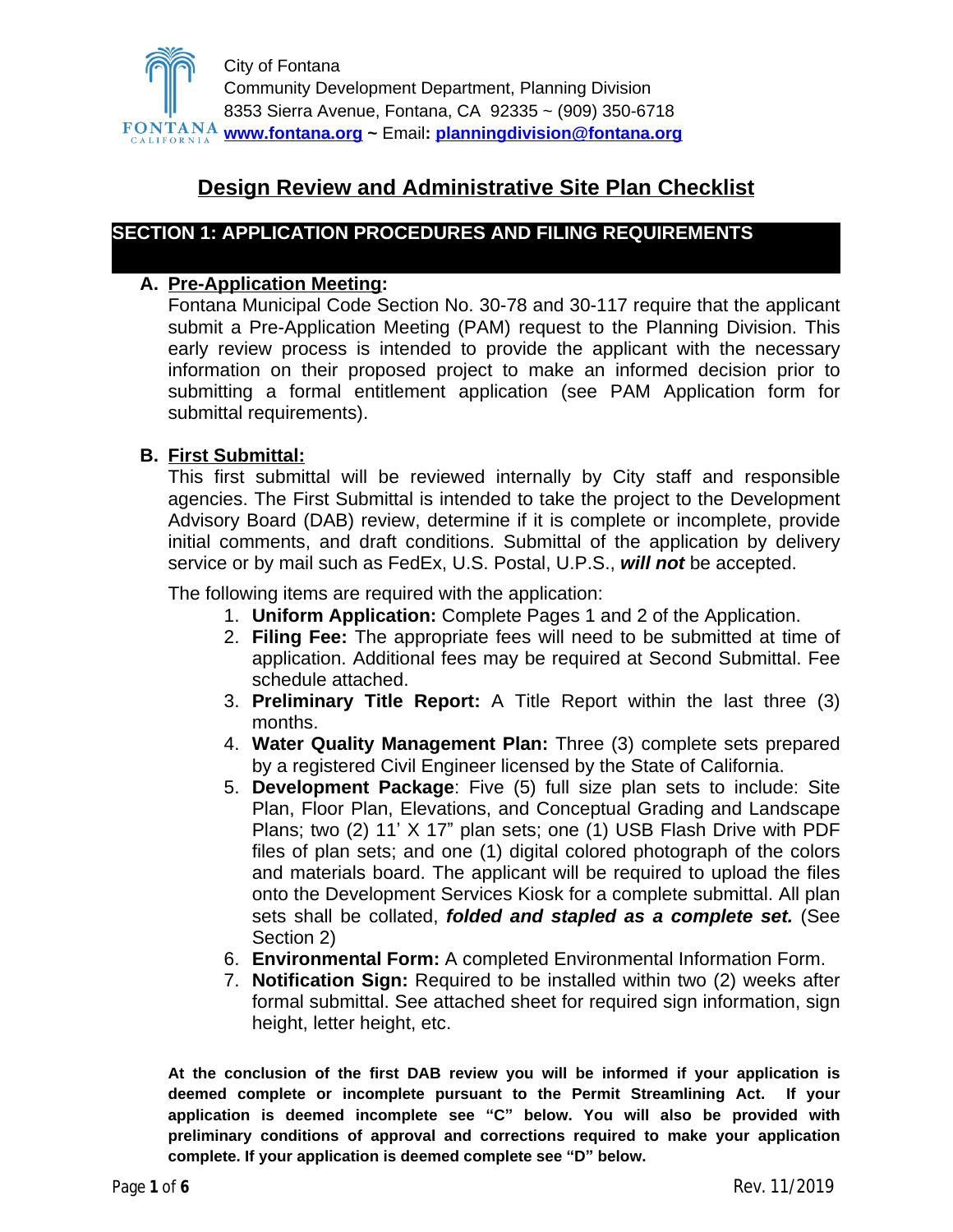City of Fontana
Community Development Department, Planning Division
8353 Sierra Avenue, Fontana, CA 92335 ~ (909) 350-6718
**www.fontana.org ~** Email**: planningdivision@fontana.org**

# Design Review and Administrative Site Plan Checklist

## SECTION 1: APPLICATION PROCEDURES AND FILING REQUIREMENTS

**A. Pre-Application Meeting:**

Fontana Municipal Code Section No. 30-78 and 30-117 require that the applicant submit a Pre-Application Meeting (PAM) request to the Planning Division. This early review process is intended to provide the applicant with the necessary information on their proposed project to make an informed decision prior to submitting a formal entitlement application (see PAM Application form for submittal requirements).

**B. First Submittal:**

This first submittal will be reviewed internally by City staff and responsible agencies. The First Submittal is intended to take the project to the Development Advisory Board (DAB) review, determine if it is complete or incomplete, provide initial comments, and draft conditions. Submittal of the application by delivery service or by mail such as FedEx, U.S. Postal, U.P.S., ***will not*** be accepted.

The following items are required with the application:

1. **Uniform Application:** Complete Pages 1 and 2 of the Application.
2. **Filing Fee:** The appropriate fees will need to be submitted at time of application. Additional fees may be required at Second Submittal. Fee schedule attached.
3. **Preliminary Title Report:** A Title Report within the last three (3) months.
4. **Water Quality Management Plan:** Three (3) complete sets prepared by a registered Civil Engineer licensed by the State of California.
5. **Development Package**: Five (5) full size plan sets to include: Site Plan, Floor Plan, Elevations, and Conceptual Grading and Landscape Plans; two (2) 11' X 17" plan sets; one (1) USB Flash Drive with PDF files of plan sets; and one (1) digital colored photograph of the colors and materials board. The applicant will be required to upload the files onto the Development Services Kiosk for a complete submittal. All plan sets shall be collated, ***folded and stapled as a complete set.*** (See Section 2)
6. **Environmental Form:** A completed Environmental Information Form.
7. **Notification Sign:** Required to be installed within two (2) weeks after formal submittal. See attached sheet for required sign information, sign height, letter height, etc.

**At the conclusion of the first DAB review you will be informed if your application is deemed complete or incomplete pursuant to the Permit Streamlining Act. If your application is deemed incomplete see "C" below. You will also be provided with preliminary conditions of approval and corrections required to make your application complete. If your application is deemed complete see "D" below.**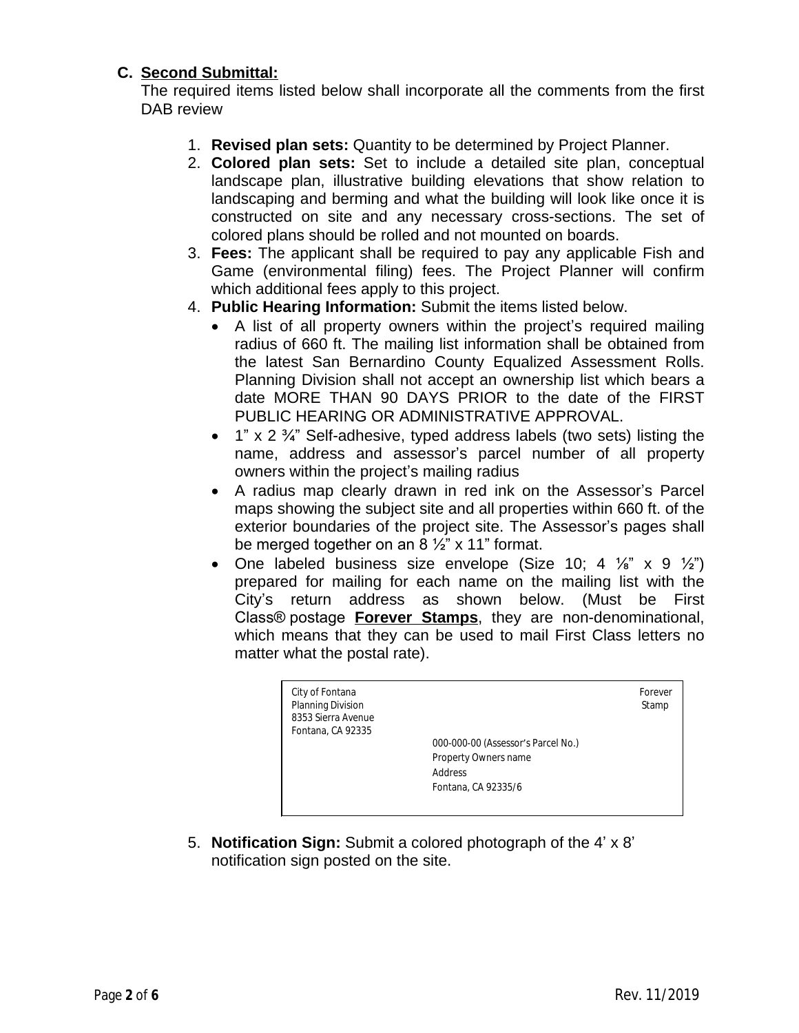### C. Second Submittal:

The required items listed below shall incorporate all the comments from the first DAB review

1. **Revised plan sets:** Quantity to be determined by Project Planner.
2. **Colored plan sets:** Set to include a detailed site plan, conceptual landscape plan, illustrative building elevations that show relation to landscaping and berming and what the building will look like once it is constructed on site and any necessary cross-sections. The set of colored plans should be rolled and not mounted on boards.
3. **Fees:** The applicant shall be required to pay any applicable Fish and Game (environmental filing) fees. The Project Planner will confirm which additional fees apply to this project.
4. **Public Hearing Information:** Submit the items listed below.
   - A list of all property owners within the project's required mailing radius of 660 ft. The mailing list information shall be obtained from the latest San Bernardino County Equalized Assessment Rolls. Planning Division shall not accept an ownership list which bears a date MORE THAN 90 DAYS PRIOR to the date of the FIRST PUBLIC HEARING OR ADMINISTRATIVE APPROVAL.
   - 1" x 2 ¾" Self-adhesive, typed address labels (two sets) listing the name, address and assessor's parcel number of all property owners within the project's mailing radius
   - A radius map clearly drawn in red ink on the Assessor's Parcel maps showing the subject site and all properties within 660 ft. of the exterior boundaries of the project site. The Assessor's pages shall be merged together on an 8 ½" x 11" format.
   - One labeled business size envelope (Size 10; 4 ⅛" x 9 ½") prepared for mailing for each name on the mailing list with the City's return address as shown below. (Must be First Class® postage **Forever Stamps**, they are non-denominational, which means that they can be used to mail First Class letters no matter what the postal rate).

```
City of Fontana                                                    Forever
Planning Division                                                  Stamp
8353 Sierra Avenue
Fontana, CA 92335
                         000-000-00 (Assessor's Parcel No.)
                         Property Owners name
                         Address
                         Fontana, CA 92335/6
```

5. **Notification Sign:** Submit a colored photograph of the 4' x 8' notification sign posted on the site.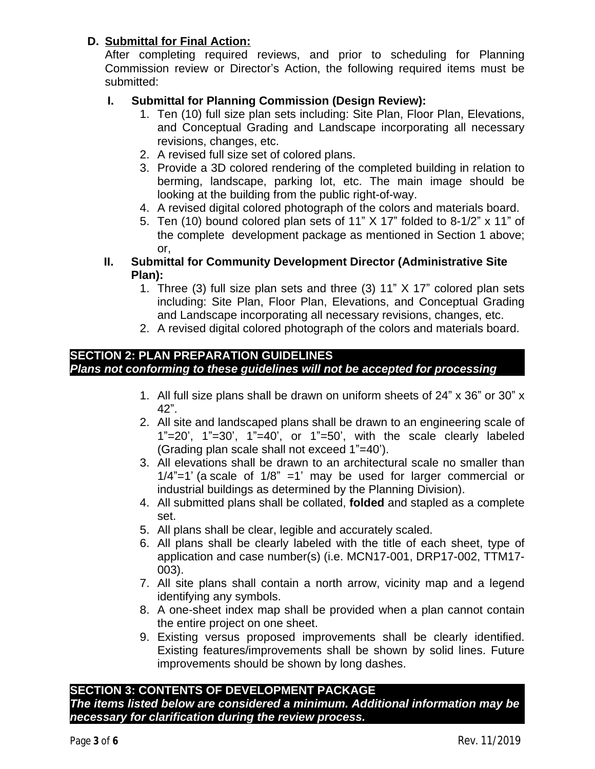### D. Submittal for Final Action:

After completing required reviews, and prior to scheduling for Planning Commission review or Director's Action, the following required items must be submitted:

#### I. Submittal for Planning Commission (Design Review):

1. Ten (10) full size plan sets including: Site Plan, Floor Plan, Elevations, and Conceptual Grading and Landscape incorporating all necessary revisions, changes, etc.
2. A revised full size set of colored plans.
3. Provide a 3D colored rendering of the completed building in relation to berming, landscape, parking lot, etc. The main image should be looking at the building from the public right-of-way.
4. A revised digital colored photograph of the colors and materials board.
5. Ten (10) bound colored plan sets of 11" X 17" folded to 8-1/2" x 11" of the complete development package as mentioned in Section 1 above; or,

#### II. Submittal for Community Development Director (Administrative Site Plan):

1. Three (3) full size plan sets and three (3) 11" X 17" colored plan sets including: Site Plan, Floor Plan, Elevations, and Conceptual Grading and Landscape incorporating all necessary revisions, changes, etc.
2. A revised digital colored photograph of the colors and materials board.

## SECTION 2: PLAN PREPARATION GUIDELINES

***Plans not conforming to these guidelines will not be accepted for processing***

1. All full size plans shall be drawn on uniform sheets of 24" x 36" or 30" x 42".
2. All site and landscaped plans shall be drawn to an engineering scale of 1"=20', 1"=30', 1"=40', or 1"=50', with the scale clearly labeled (Grading plan scale shall not exceed 1"=40').
3. All elevations shall be drawn to an architectural scale no smaller than 1/4"=1' (a scale of 1/8" =1' may be used for larger commercial or industrial buildings as determined by the Planning Division).
4. All submitted plans shall be collated, **folded** and stapled as a complete set.
5. All plans shall be clear, legible and accurately scaled.
6. All plans shall be clearly labeled with the title of each sheet, type of application and case number(s) (i.e. MCN17-001, DRP17-002, TTM17-003).
7. All site plans shall contain a north arrow, vicinity map and a legend identifying any symbols.
8. A one-sheet index map shall be provided when a plan cannot contain the entire project on one sheet.
9. Existing versus proposed improvements shall be clearly identified. Existing features/improvements shall be shown by solid lines. Future improvements should be shown by long dashes.

## SECTION 3: CONTENTS OF DEVELOPMENT PACKAGE

***The items listed below are considered a minimum. Additional information may be necessary for clarification during the review process.***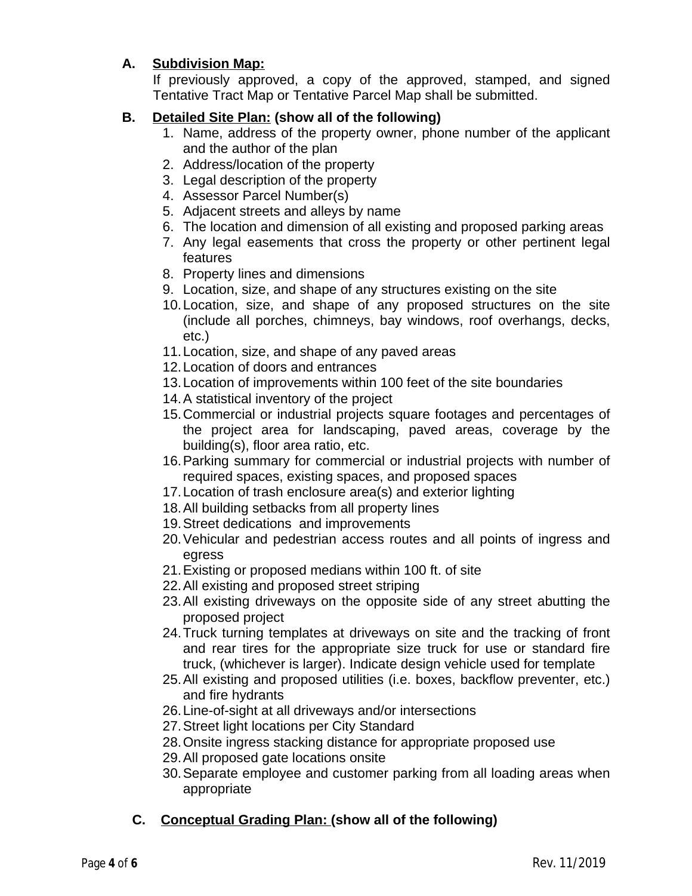**A. <u>Subdivision Map:</u>**

If previously approved, a copy of the approved, stamped, and signed Tentative Tract Map or Tentative Parcel Map shall be submitted.

**B. <u>Detailed Site Plan:</u> (show all of the following)**

1. Name, address of the property owner, phone number of the applicant and the author of the plan
2. Address/location of the property
3. Legal description of the property
4. Assessor Parcel Number(s)
5. Adjacent streets and alleys by name
6. The location and dimension of all existing and proposed parking areas
7. Any legal easements that cross the property or other pertinent legal features
8. Property lines and dimensions
9. Location, size, and shape of any structures existing on the site
10. Location, size, and shape of any proposed structures on the site (include all porches, chimneys, bay windows, roof overhangs, decks, etc.)
11. Location, size, and shape of any paved areas
12. Location of doors and entrances
13. Location of improvements within 100 feet of the site boundaries
14. A statistical inventory of the project
15. Commercial or industrial projects square footages and percentages of the project area for landscaping, paved areas, coverage by the building(s), floor area ratio, etc.
16. Parking summary for commercial or industrial projects with number of required spaces, existing spaces, and proposed spaces
17. Location of trash enclosure area(s) and exterior lighting
18. All building setbacks from all property lines
19. Street dedications and improvements
20. Vehicular and pedestrian access routes and all points of ingress and egress
21. Existing or proposed medians within 100 ft. of site
22. All existing and proposed street striping
23. All existing driveways on the opposite side of any street abutting the proposed project
24. Truck turning templates at driveways on site and the tracking of front and rear tires for the appropriate size truck for use or standard fire truck, (whichever is larger). Indicate design vehicle used for template
25. All existing and proposed utilities (i.e. boxes, backflow preventer, etc.) and fire hydrants
26. Line-of-sight at all driveways and/or intersections
27. Street light locations per City Standard
28. Onsite ingress stacking distance for appropriate proposed use
29. All proposed gate locations onsite
30. Separate employee and customer parking from all loading areas when appropriate

**C. <u>Conceptual Grading Plan:</u> (show all of the following)**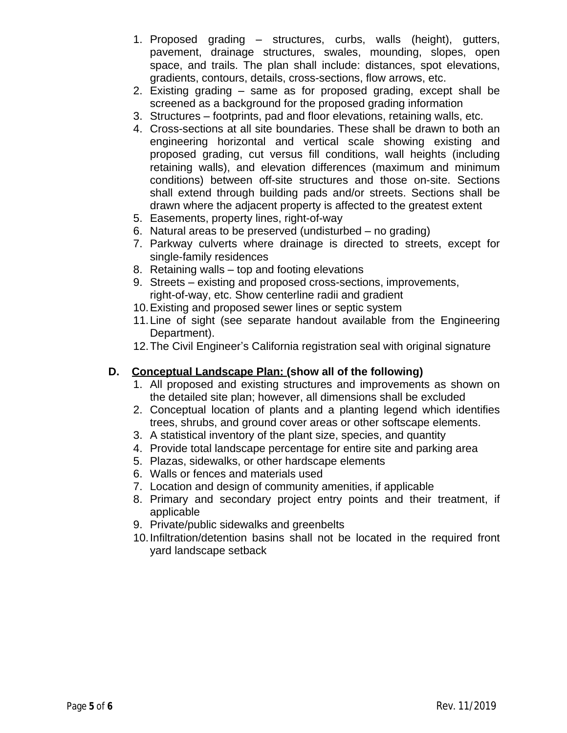1. Proposed grading – structures, curbs, walls (height), gutters, pavement, drainage structures, swales, mounding, slopes, open space, and trails. The plan shall include: distances, spot elevations, gradients, contours, details, cross-sections, flow arrows, etc.
2. Existing grading – same as for proposed grading, except shall be screened as a background for the proposed grading information
3. Structures – footprints, pad and floor elevations, retaining walls, etc.
4. Cross-sections at all site boundaries. These shall be drawn to both an engineering horizontal and vertical scale showing existing and proposed grading, cut versus fill conditions, wall heights (including retaining walls), and elevation differences (maximum and minimum conditions) between off-site structures and those on-site. Sections shall extend through building pads and/or streets. Sections shall be drawn where the adjacent property is affected to the greatest extent
5. Easements, property lines, right-of-way
6. Natural areas to be preserved (undisturbed – no grading)
7. Parkway culverts where drainage is directed to streets, except for single-family residences
8. Retaining walls – top and footing elevations
9. Streets – existing and proposed cross-sections, improvements, right-of-way, etc. Show centerline radii and gradient
10. Existing and proposed sewer lines or septic system
11. Line of sight (see separate handout available from the Engineering Department).
12. The Civil Engineer's California registration seal with original signature

**D. <u>Conceptual Landscape Plan:</u> (show all of the following)**

1. All proposed and existing structures and improvements as shown on the detailed site plan; however, all dimensions shall be excluded
2. Conceptual location of plants and a planting legend which identifies trees, shrubs, and ground cover areas or other softscape elements.
3. A statistical inventory of the plant size, species, and quantity
4. Provide total landscape percentage for entire site and parking area
5. Plazas, sidewalks, or other hardscape elements
6. Walls or fences and materials used
7. Location and design of community amenities, if applicable
8. Primary and secondary project entry points and their treatment, if applicable
9. Private/public sidewalks and greenbelts
10. Infiltration/detention basins shall not be located in the required front yard landscape setback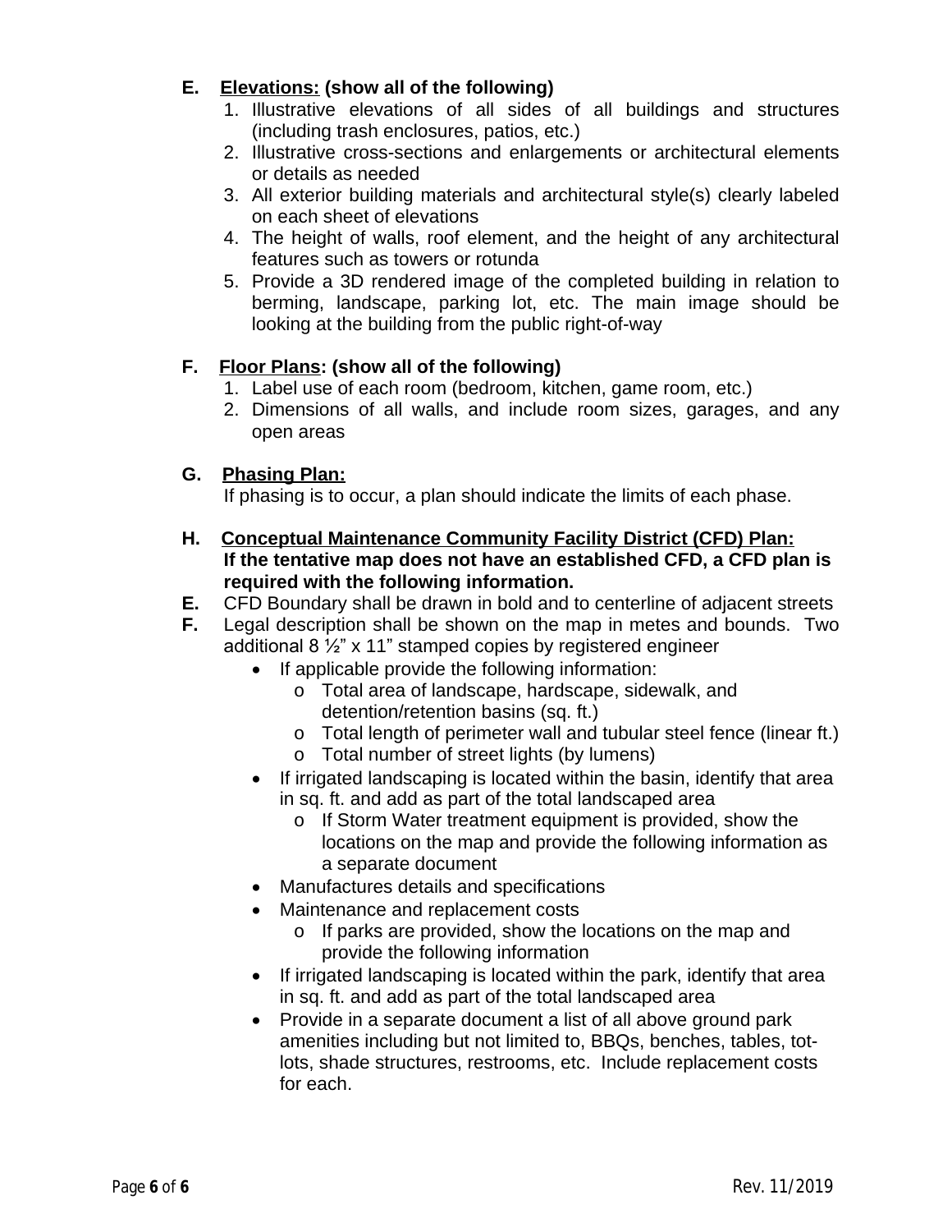**E. <u>Elevations:</u> (show all of the following)**

1. Illustrative elevations of all sides of all buildings and structures (including trash enclosures, patios, etc.)
2. Illustrative cross-sections and enlargements or architectural elements or details as needed
3. All exterior building materials and architectural style(s) clearly labeled on each sheet of elevations
4. The height of walls, roof element, and the height of any architectural features such as towers or rotunda
5. Provide a 3D rendered image of the completed building in relation to berming, landscape, parking lot, etc. The main image should be looking at the building from the public right-of-way

**F. <u>Floor Plans</u>: (show all of the following)**

1. Label use of each room (bedroom, kitchen, game room, etc.)
2. Dimensions of all walls, and include room sizes, garages, and any open areas

**G. <u>Phasing Plan:</u>**

If phasing is to occur, a plan should indicate the limits of each phase.

**H. <u>Conceptual Maintenance Community Facility District (CFD) Plan:</u>**
**If the tentative map does not have an established CFD, a CFD plan is required with the following information.**

**E.** CFD Boundary shall be drawn in bold and to centerline of adjacent streets

**F.** Legal description shall be shown on the map in metes and bounds. Two additional 8 ½" x 11" stamped copies by registered engineer

- If applicable provide the following information:
  - Total area of landscape, hardscape, sidewalk, and detention/retention basins (sq. ft.)
  - Total length of perimeter wall and tubular steel fence (linear ft.)
  - Total number of street lights (by lumens)
- If irrigated landscaping is located within the basin, identify that area in sq. ft. and add as part of the total landscaped area
  - If Storm Water treatment equipment is provided, show the locations on the map and provide the following information as a separate document
- Manufactures details and specifications
- Maintenance and replacement costs
  - If parks are provided, show the locations on the map and provide the following information
- If irrigated landscaping is located within the park, identify that area in sq. ft. and add as part of the total landscaped area
- Provide in a separate document a list of all above ground park amenities including but not limited to, BBQs, benches, tables, tot-lots, shade structures, restrooms, etc. Include replacement costs for each.

Rev. 11/2019